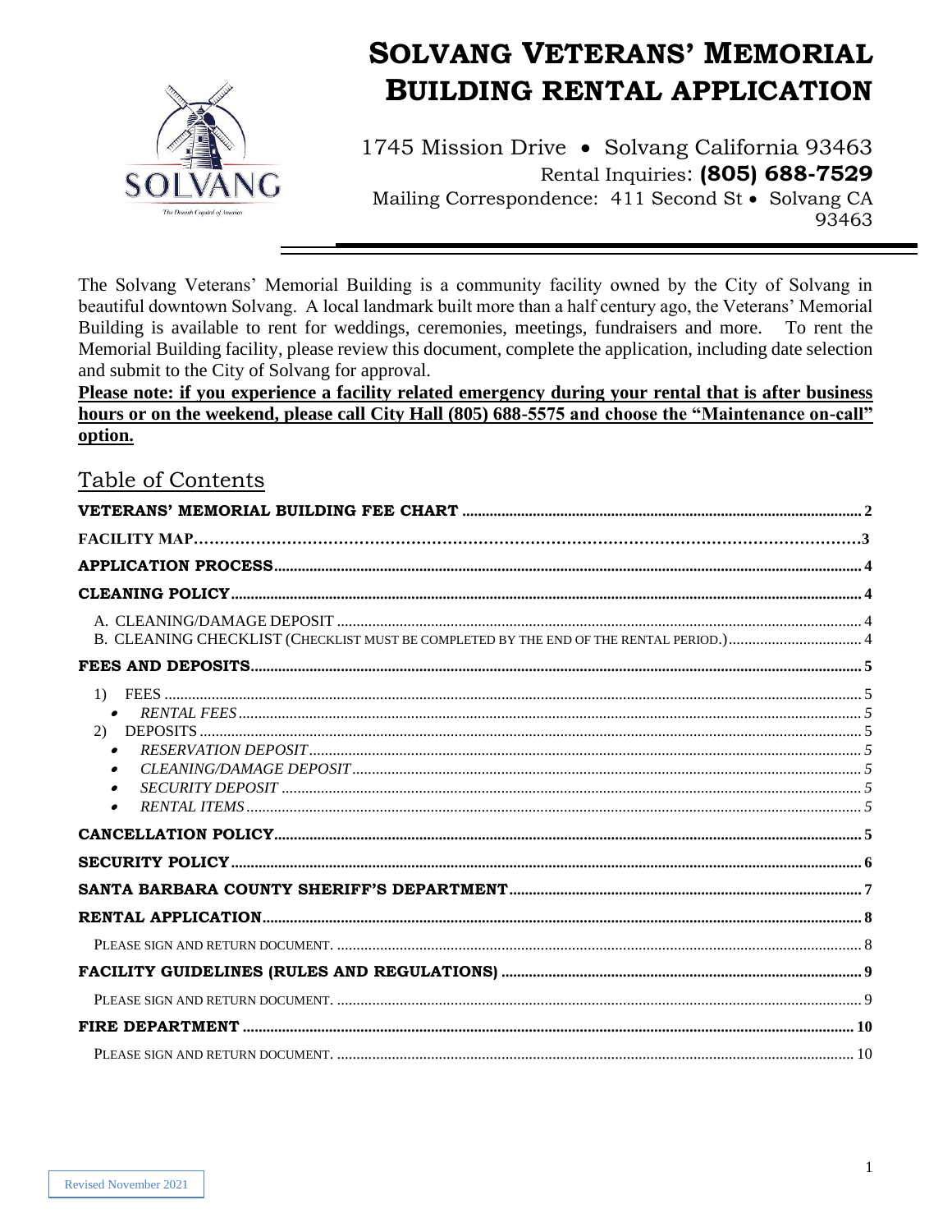# SOLVANG VETERANS' MEMORIAL BUILDING RENTAL APPLICATION

1745 Mission Drive • Solvang California 93463

Rental Inquiries: **(805) 688-7529**

Mailing Correspondence: 411 Second St • Solvang CA 93463

The Solvang Veterans' Memorial Building is a community facility owned by the City of Solvang in beautiful downtown Solvang. A local landmark built more than a half century ago, the Veterans' Memorial Building is available to rent for weddings, ceremonies, meetings, fundraisers and more. To rent the Memorial Building facility, please review this document, complete the application, including date selection and submit to the City of Solvang for approval.

**Please note: if you experience a facility related emergency during your rental that is after business hours or on the weekend, please call City Hall (805) 688-5575 and choose the "Maintenance on-call" option.**

## Table of Contents

**VETERANS' MEMORIAL BUILDING FEE CHART** .......... 2

**FACILITY MAP** .......... 3

**APPLICATION PROCESS** .......... 4

**CLEANING POLICY** .......... 4

- A. CLEANING/DAMAGE DEPOSIT .......... 4
- B. CLEANING CHECKLIST (CHECKLIST MUST BE COMPLETED BY THE END OF THE RENTAL PERIOD.) .......... 4

**FEES AND DEPOSITS** .......... 5

1) FEES .......... 5
   - *RENTAL FEES* .......... 5
2) DEPOSITS .......... 5
   - *RESERVATION DEPOSIT* .......... 5
   - *CLEANING/DAMAGE DEPOSIT* .......... 5
   - *SECURITY DEPOSIT* .......... 5
   - *RENTAL ITEMS* .......... 5

**CANCELLATION POLICY** .......... 5

**SECURITY POLICY** .......... 6

**SANTA BARBARA COUNTY SHERIFF'S DEPARTMENT** .......... 7

**RENTAL APPLICATION** .......... 8

- PLEASE SIGN AND RETURN DOCUMENT. .......... 8

**FACILITY GUIDELINES (RULES AND REGULATIONS)** .......... 9

- PLEASE SIGN AND RETURN DOCUMENT. .......... 9

**FIRE DEPARTMENT** .......... 10

- PLEASE SIGN AND RETURN DOCUMENT. .......... 10

Revised November 2021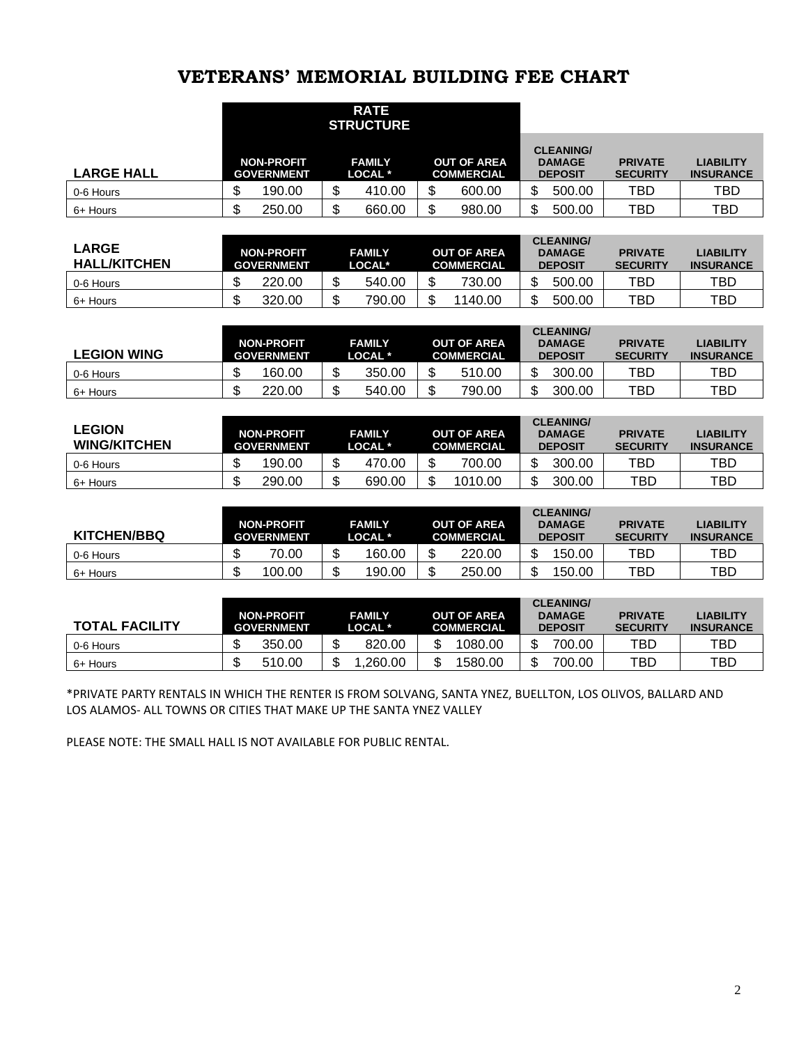# VETERANS' MEMORIAL BUILDING FEE CHART

| LARGE HALL | RATE STRUCTURE NON-PROFIT GOVERNMENT | FAMILY LOCAL * | OUT OF AREA COMMERCIAL | CLEANING/ DAMAGE DEPOSIT | PRIVATE SECURITY | LIABILITY INSURANCE |
|---|---|---|---|---|---|---|
| 0-6 Hours | $ 190.00 | $ 410.00 | $ 600.00 | $ 500.00 | TBD | TBD |
| 6+ Hours | $ 250.00 | $ 660.00 | $ 980.00 | $ 500.00 | TBD | TBD |

| LARGE HALL/KITCHEN | NON-PROFIT GOVERNMENT | FAMILY LOCAL* | OUT OF AREA COMMERCIAL | CLEANING/ DAMAGE DEPOSIT | PRIVATE SECURITY | LIABILITY INSURANCE |
|---|---|---|---|---|---|---|
| 0-6 Hours | $ 220.00 | $ 540.00 | $ 730.00 | $ 500.00 | TBD | TBD |
| 6+ Hours | $ 320.00 | $ 790.00 | $ 1140.00 | $ 500.00 | TBD | TBD |

| LEGION WING | NON-PROFIT GOVERNMENT | FAMILY LOCAL * | OUT OF AREA COMMERCIAL | CLEANING/ DAMAGE DEPOSIT | PRIVATE SECURITY | LIABILITY INSURANCE |
|---|---|---|---|---|---|---|
| 0-6 Hours | $ 160.00 | $ 350.00 | $ 510.00 | $ 300.00 | TBD | TBD |
| 6+ Hours | $ 220.00 | $ 540.00 | $ 790.00 | $ 300.00 | TBD | TBD |

| LEGION WING/KITCHEN | NON-PROFIT GOVERNMENT | FAMILY LOCAL * | OUT OF AREA COMMERCIAL | CLEANING/ DAMAGE DEPOSIT | PRIVATE SECURITY | LIABILITY INSURANCE |
|---|---|---|---|---|---|---|
| 0-6 Hours | $ 190.00 | $ 470.00 | $ 700.00 | $ 300.00 | TBD | TBD |
| 6+ Hours | $ 290.00 | $ 690.00 | $ 1010.00 | $ 300.00 | TBD | TBD |

| KITCHEN/BBQ | NON-PROFIT GOVERNMENT | FAMILY LOCAL * | OUT OF AREA COMMERCIAL | CLEANING/ DAMAGE DEPOSIT | PRIVATE SECURITY | LIABILITY INSURANCE |
|---|---|---|---|---|---|---|
| 0-6 Hours | $ 70.00 | $ 160.00 | $ 220.00 | $ 150.00 | TBD | TBD |
| 6+ Hours | $ 100.00 | $ 190.00 | $ 250.00 | $ 150.00 | TBD | TBD |

| TOTAL FACILITY | NON-PROFIT GOVERNMENT | FAMILY LOCAL * | OUT OF AREA COMMERCIAL | CLEANING/ DAMAGE DEPOSIT | PRIVATE SECURITY | LIABILITY INSURANCE |
|---|---|---|---|---|---|---|
| 0-6 Hours | $ 350.00 | $ 820.00 | $ 1080.00 | $ 700.00 | TBD | TBD |
| 6+ Hours | $ 510.00 | $ 1,260.00 | $ 1580.00 | $ 700.00 | TBD | TBD |

*PRIVATE PARTY RENTALS IN WHICH THE RENTER IS FROM SOLVANG, SANTA YNEZ, BUELLTON, LOS OLIVOS, BALLARD AND LOS ALAMOS- ALL TOWNS OR CITIES THAT MAKE UP THE SANTA YNEZ VALLEY

PLEASE NOTE: THE SMALL HALL IS NOT AVAILABLE FOR PUBLIC RENTAL.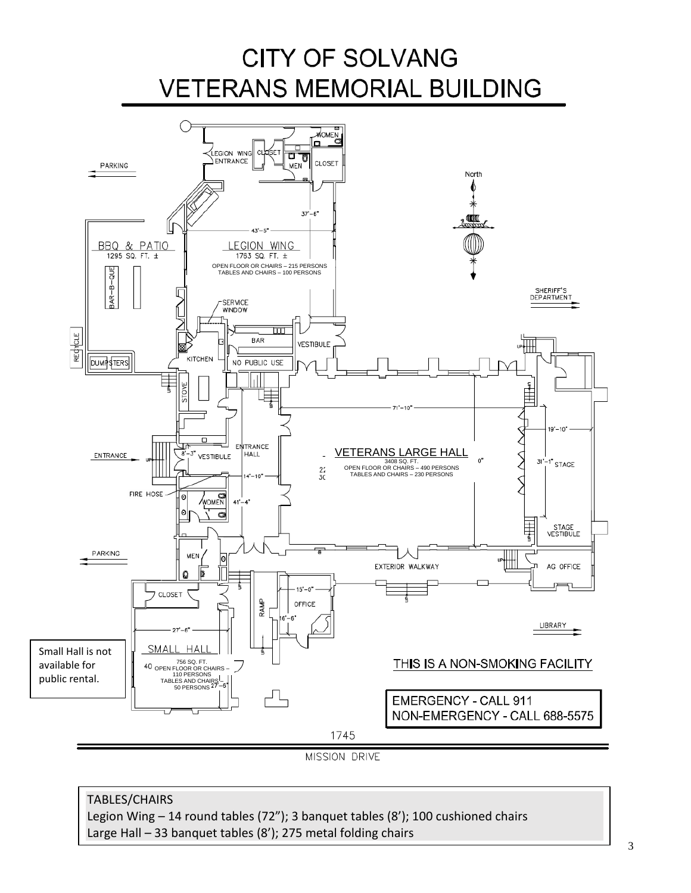# CITY OF SOLVANG
# VETERANS MEMORIAL BUILDING

LEGION WING
1763 SQ. FT. ±
OPEN FLOOR OR CHAIRS – 215 PERSONS
TABLES AND CHAIRS – 100 PERSONS

BBQ & PATIO
1295 SQ. FT. ±

VETERANS LARGE HALL
3408 SQ. FT.
OPEN FLOOR OR CHAIRS – 490 PERSONS
TABLES AND CHAIRS – 230 PERSONS

SMALL HALL
756 SQ. FT.
OPEN FLOOR OR CHAIRS – 110 PERSONS
TABLES AND CHAIRS – 50 PERSONS

Small Hall is not available for public rental.

THIS IS A NON-SMOKING FACILITY

EMERGENCY - CALL 911
NON-EMERGENCY - CALL 688-5575

1745
MISSION DRIVE

TABLES/CHAIRS

Legion Wing – 14 round tables (72"); 3 banquet tables (8'); 100 cushioned chairs

Large Hall – 33 banquet tables (8'); 275 metal folding chairs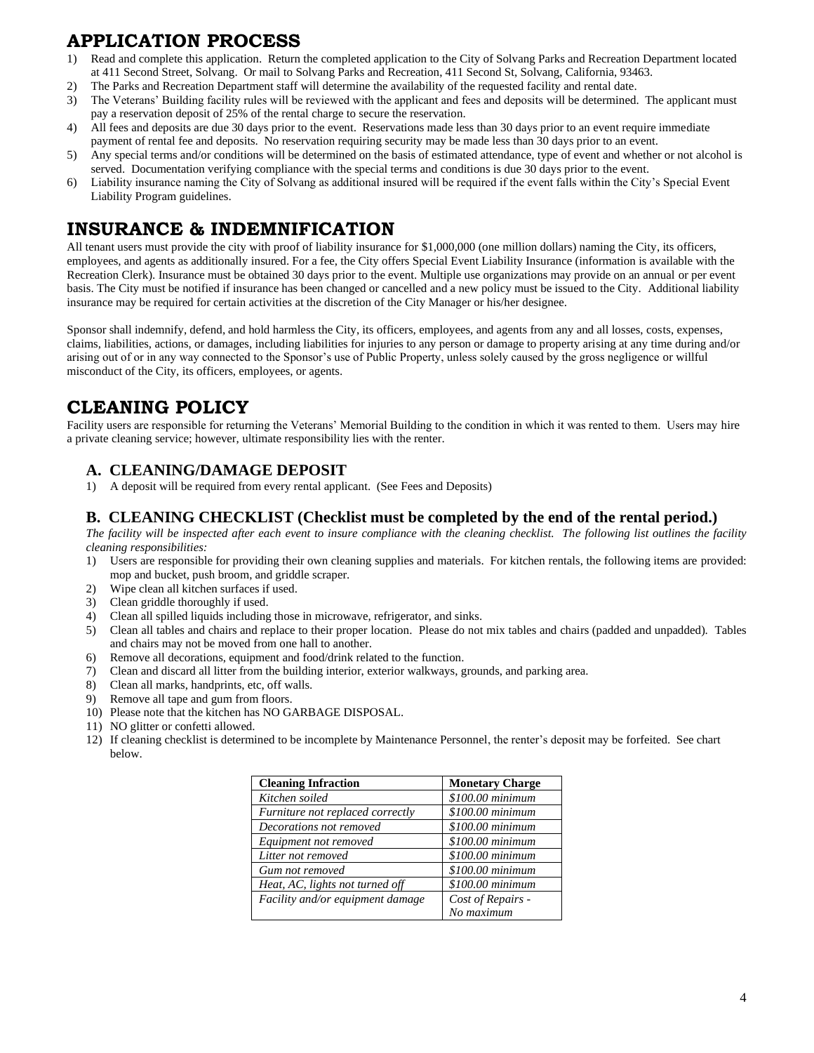# APPLICATION PROCESS

1) Read and complete this application. Return the completed application to the City of Solvang Parks and Recreation Department located at 411 Second Street, Solvang. Or mail to Solvang Parks and Recreation, 411 Second St, Solvang, California, 93463.
2) The Parks and Recreation Department staff will determine the availability of the requested facility and rental date.
3) The Veterans' Building facility rules will be reviewed with the applicant and fees and deposits will be determined. The applicant must pay a reservation deposit of 25% of the rental charge to secure the reservation.
4) All fees and deposits are due 30 days prior to the event. Reservations made less than 30 days prior to an event require immediate payment of rental fee and deposits. No reservation requiring security may be made less than 30 days prior to an event.
5) Any special terms and/or conditions will be determined on the basis of estimated attendance, type of event and whether or not alcohol is served. Documentation verifying compliance with the special terms and conditions is due 30 days prior to the event.
6) Liability insurance naming the City of Solvang as additional insured will be required if the event falls within the City's Special Event Liability Program guidelines.

# INSURANCE & INDEMNIFICATION

All tenant users must provide the city with proof of liability insurance for $1,000,000 (one million dollars) naming the City, its officers, employees, and agents as additionally insured. For a fee, the City offers Special Event Liability Insurance (information is available with the Recreation Clerk). Insurance must be obtained 30 days prior to the event. Multiple use organizations may provide on an annual or per event basis. The City must be notified if insurance has been changed or cancelled and a new policy must be issued to the City. Additional liability insurance may be required for certain activities at the discretion of the City Manager or his/her designee.

Sponsor shall indemnify, defend, and hold harmless the City, its officers, employees, and agents from any and all losses, costs, expenses, claims, liabilities, actions, or damages, including liabilities for injuries to any person or damage to property arising at any time during and/or arising out of or in any way connected to the Sponsor's use of Public Property, unless solely caused by the gross negligence or willful misconduct of the City, its officers, employees, or agents.

# CLEANING POLICY

Facility users are responsible for returning the Veterans' Memorial Building to the condition in which it was rented to them. Users may hire a private cleaning service; however, ultimate responsibility lies with the renter.

## A. CLEANING/DAMAGE DEPOSIT

1) A deposit will be required from every rental applicant. (See Fees and Deposits)

## B. CLEANING CHECKLIST (Checklist must be completed by the end of the rental period.)

*The facility will be inspected after each event to insure compliance with the cleaning checklist. The following list outlines the facility cleaning responsibilities:*

1) Users are responsible for providing their own cleaning supplies and materials. For kitchen rentals, the following items are provided: mop and bucket, push broom, and griddle scraper.
2) Wipe clean all kitchen surfaces if used.
3) Clean griddle thoroughly if used.
4) Clean all spilled liquids including those in microwave, refrigerator, and sinks.
5) Clean all tables and chairs and replace to their proper location. Please do not mix tables and chairs (padded and unpadded). Tables and chairs may not be moved from one hall to another.
6) Remove all decorations, equipment and food/drink related to the function.
7) Clean and discard all litter from the building interior, exterior walkways, grounds, and parking area.
8) Clean all marks, handprints, etc, off walls.
9) Remove all tape and gum from floors.
10) Please note that the kitchen has NO GARBAGE DISPOSAL.
11) NO glitter or confetti allowed.
12) If cleaning checklist is determined to be incomplete by Maintenance Personnel, the renter's deposit may be forfeited. See chart below.

| Cleaning Infraction | Monetary Charge |
|---|---|
| *Kitchen soiled* | *$100.00 minimum* |
| *Furniture not replaced correctly* | *$100.00 minimum* |
| *Decorations not removed* | *$100.00 minimum* |
| *Equipment not removed* | *$100.00 minimum* |
| *Litter not removed* | *$100.00 minimum* |
| *Gum not removed* | *$100.00 minimum* |
| *Heat, AC, lights not turned off* | *$100.00 minimum* |
| *Facility and/or equipment damage* | *Cost of Repairs - No maximum* |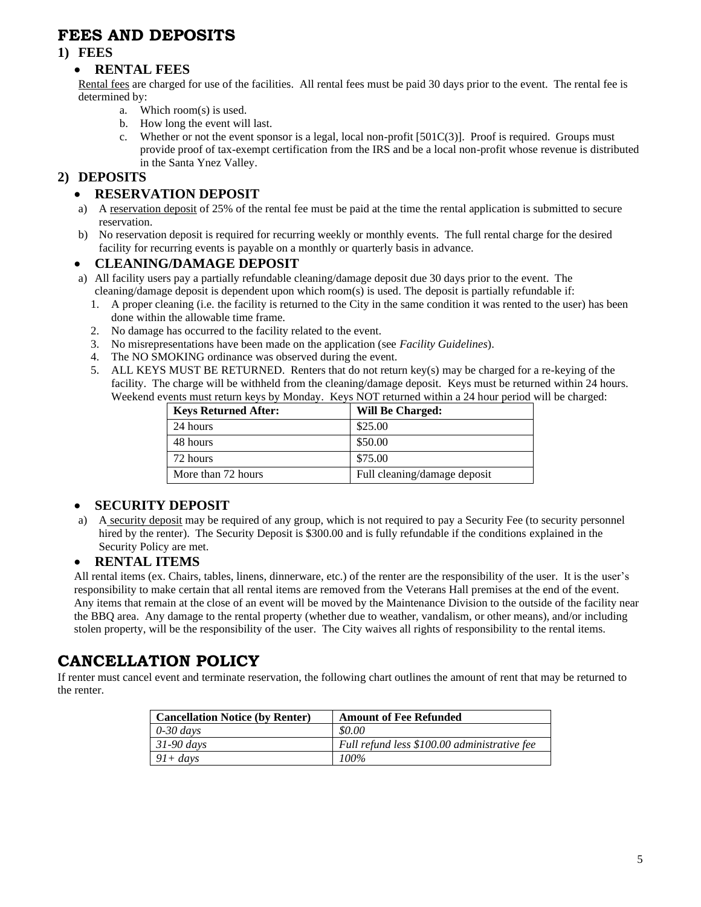# FEES AND DEPOSITS

## 1) FEES

- **RENTAL FEES**

Rental fees are charged for use of the facilities. All rental fees must be paid 30 days prior to the event. The rental fee is determined by:

a. Which room(s) is used.
b. How long the event will last.
c. Whether or not the event sponsor is a legal, local non-profit [501C(3)]. Proof is required. Groups must provide proof of tax-exempt certification from the IRS and be a local non-profit whose revenue is distributed in the Santa Ynez Valley.

## 2) DEPOSITS

- **RESERVATION DEPOSIT**

a) A reservation deposit of 25% of the rental fee must be paid at the time the rental application is submitted to secure reservation.
b) No reservation deposit is required for recurring weekly or monthly events. The full rental charge for the desired facility for recurring events is payable on a monthly or quarterly basis in advance.

- **CLEANING/DAMAGE DEPOSIT**

a) All facility users pay a partially refundable cleaning/damage deposit due 30 days prior to the event. The cleaning/damage deposit is dependent upon which room(s) is used. The deposit is partially refundable if:
   1. A proper cleaning (i.e. the facility is returned to the City in the same condition it was rented to the user) has been done within the allowable time frame.
   2. No damage has occurred to the facility related to the event.
   3. No misrepresentations have been made on the application (see *Facility Guidelines*).
   4. The NO SMOKING ordinance was observed during the event.
   5. ALL KEYS MUST BE RETURNED. Renters that do not return key(s) may be charged for a re-keying of the facility. The charge will be withheld from the cleaning/damage deposit. Keys must be returned within 24 hours. Weekend events must return keys by Monday. Keys NOT returned within a 24 hour period will be charged:

| Keys Returned After: | Will Be Charged: |
|---|---|
| 24 hours | $25.00 |
| 48 hours | $50.00 |
| 72 hours | $75.00 |
| More than 72 hours | Full cleaning/damage deposit |

- **SECURITY DEPOSIT**

a) A security deposit may be required of any group, which is not required to pay a Security Fee (to security personnel hired by the renter). The Security Deposit is $300.00 and is fully refundable if the conditions explained in the Security Policy are met.

- **RENTAL ITEMS**

All rental items (ex. Chairs, tables, linens, dinnerware, etc.) of the renter are the responsibility of the user. It is the user's responsibility to make certain that all rental items are removed from the Veterans Hall premises at the end of the event. Any items that remain at the close of an event will be moved by the Maintenance Division to the outside of the facility near the BBQ area. Any damage to the rental property (whether due to weather, vandalism, or other means), and/or including stolen property, will be the responsibility of the user. The City waives all rights of responsibility to the rental items.

# CANCELLATION POLICY

If renter must cancel event and terminate reservation, the following chart outlines the amount of rent that may be returned to the renter.

| Cancellation Notice (by Renter) | Amount of Fee Refunded |
|---|---|
| *0-30 days* | *$0.00* |
| *31-90 days* | *Full refund less $100.00 administrative fee* |
| *91+ days* | *100%* |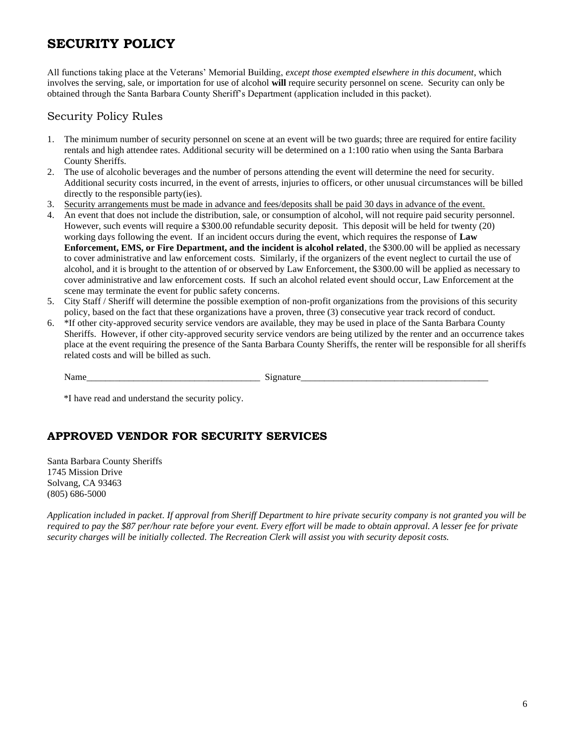# SECURITY POLICY

All functions taking place at the Veterans' Memorial Building, *except those exempted elsewhere in this document*, which involves the serving, sale, or importation for use of alcohol **will** require security personnel on scene. Security can only be obtained through the Santa Barbara County Sheriff's Department (application included in this packet).

## Security Policy Rules

1. The minimum number of security personnel on scene at an event will be two guards; three are required for entire facility rentals and high attendee rates. Additional security will be determined on a 1:100 ratio when using the Santa Barbara County Sheriffs.
2. The use of alcoholic beverages and the number of persons attending the event will determine the need for security. Additional security costs incurred, in the event of arrests, injuries to officers, or other unusual circumstances will be billed directly to the responsible party(ies).
3. <u>Security arrangements must be made in advance and fees/deposits shall be paid 30 days in advance of the event.</u>
4. An event that does not include the distribution, sale, or consumption of alcohol, will not require paid security personnel. However, such events will require a $300.00 refundable security deposit. This deposit will be held for twenty (20) working days following the event. If an incident occurs during the event, which requires the response of **Law Enforcement, EMS, or Fire Department, and the incident is alcohol related**, the $300.00 will be applied as necessary to cover administrative and law enforcement costs. Similarly, if the organizers of the event neglect to curtail the use of alcohol, and it is brought to the attention of or observed by Law Enforcement, the $300.00 will be applied as necessary to cover administrative and law enforcement costs. If such an alcohol related event should occur, Law Enforcement at the scene may terminate the event for public safety concerns.
5. City Staff / Sheriff will determine the possible exemption of non-profit organizations from the provisions of this security policy, based on the fact that these organizations have a proven, three (3) consecutive year track record of conduct.
6. *If other city-approved security service vendors are available, they may be used in place of the Santa Barbara County Sheriffs. However, if other city-approved security service vendors are being utilized by the renter and an occurrence takes place at the event requiring the presence of the Santa Barbara County Sheriffs, the renter will be responsible for all sheriffs related costs and will be billed as such.

Name_____________________________________ Signature_________________________________________

*I have read and understand the security policy.

# APPROVED VENDOR FOR SECURITY SERVICES

Santa Barbara County Sheriffs
1745 Mission Drive
Solvang, CA 93463
(805) 686-5000

*Application included in packet. If approval from Sheriff Department to hire private security company is not granted you will be required to pay the $87 per/hour rate before your event. Every effort will be made to obtain approval. A lesser fee for private security charges will be initially collected. The Recreation Clerk will assist you with security deposit costs.*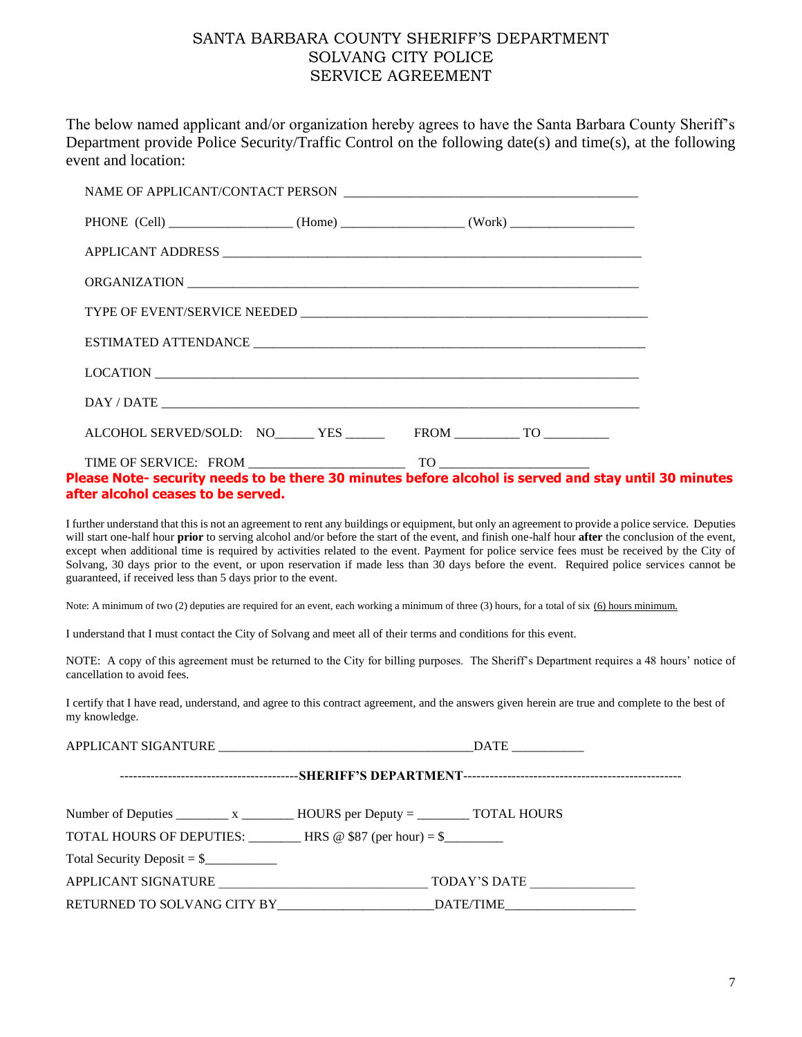# SANTA BARBARA COUNTY SHERIFF'S DEPARTMENT
# SOLVANG CITY POLICE
# SERVICE AGREEMENT

The below named applicant and/or organization hereby agrees to have the Santa Barbara County Sheriff's Department provide Police Security/Traffic Control on the following date(s) and time(s), at the following event and location:

NAME OF APPLICANT/CONTACT PERSON ____________________________________________

PHONE (Cell) __________________ (Home) __________________ (Work) __________________

APPLICANT ADDRESS ______________________________________________________________

ORGANIZATION ___________________________________________________________________

TYPE OF EVENT/SERVICE NEEDED ____________________________________________________

ESTIMATED ATTENDANCE ___________________________________________________________

LOCATION _______________________________________________________________________

DAY / DATE _____________________________________________________________________

ALCOHOL SERVED/SOLD: NO______ YES ______ FROM __________ TO __________

TIME OF SERVICE: FROM _______________________ TO ______________________

**Please Note- security needs to be there 30 minutes before alcohol is served and stay until 30 minutes after alcohol ceases to be served.**

I further understand that this is not an agreement to rent any buildings or equipment, but only an agreement to provide a police service. Deputies will start one-half hour **prior** to serving alcohol and/or before the start of the event, and finish one-half hour **after** the conclusion of the event, except when additional time is required by activities related to the event. Payment for police service fees must be received by the City of Solvang, 30 days prior to the event, or upon reservation if made less than 30 days before the event. Required police services cannot be guaranteed, if received less than 5 days prior to the event.

Note: A minimum of two (2) deputies are required for an event, each working a minimum of three (3) hours, for a total of six (6) hours minimum.

I understand that I must contact the City of Solvang and meet all of their terms and conditions for this event.

NOTE: A copy of this agreement must be returned to the City for billing purposes. The Sheriff's Department requires a 48 hours' notice of cancellation to avoid fees.

I certify that I have read, understand, and agree to this contract agreement, and the answers given herein are true and complete to the best of my knowledge.

APPLICANT SIGANTURE _______________________________________DATE ___________

----------------------------------------**SHERIFF'S DEPARTMENT**-------------------------------------------------

Number of Deputies ________ x ________ HOURS per Deputy = ________ TOTAL HOURS

TOTAL HOURS OF DEPUTIES: ________ HRS @ $87 (per hour) = $________

Total Security Deposit = $___________

APPLICANT SIGNATURE _______________________________ TODAY'S DATE _______________

RETURNED TO SOLVANG CITY BY_______________________DATE/TIME___________________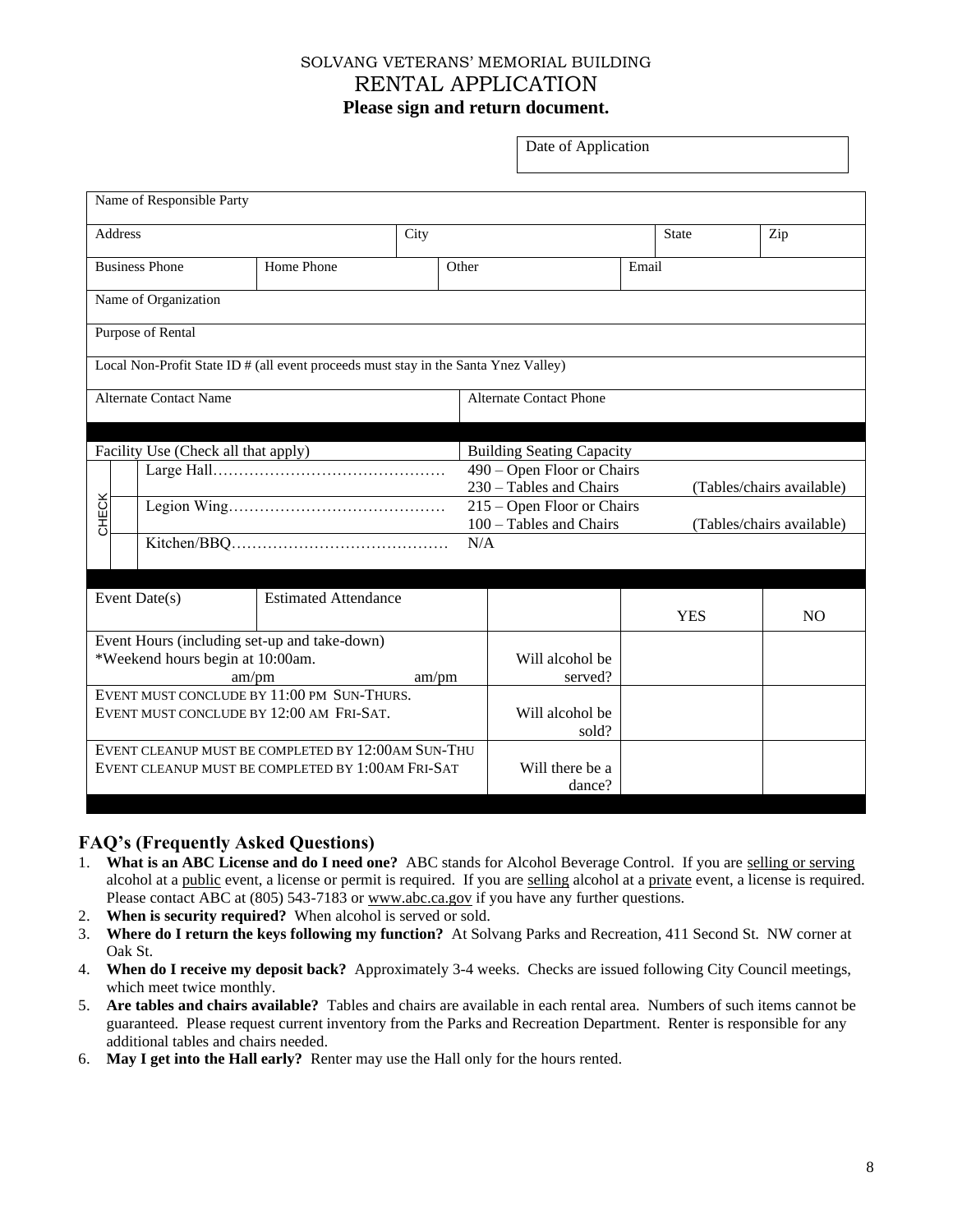SOLVANG VETERANS' MEMORIAL BUILDING

# RENTAL APPLICATION

**Please sign and return document.**

| Date of Application |
|---|
| |

| Name of Responsible Party | | | | | |
|---|---|---|---|---|---|
| Address | | City | | State | Zip |
| Business Phone | Home Phone | Other | Email | | |
| Name of Organization | | | | | |
| Purpose of Rental | | | | | |
| Local Non-Profit State ID # (all event proceeds must stay in the Santa Ynez Valley) | | | | | |
| Alternate Contact Name | | | Alternate Contact Phone | | |

| | Facility Use (Check all that apply) | Building Seating Capacity | |
|---|---|---|---|
| CHECK | Large Hall………………………………………… | 490 – Open Floor or Chairs<br>230 – Tables and Chairs | (Tables/chairs available) |
| | Legion Wing…………………………………… | 215 – Open Floor or Chairs<br>100 – Tables and Chairs | (Tables/chairs available) |
| | Kitchen/BBQ…………………………………… | N/A | |

| Event Date(s) | Estimated Attendance | | YES | NO |
|---|---|---|---|---|
| Event Hours (including set-up and take-down)<br>*Weekend hours begin at 10:00am.<br>am/pm am/pm | | Will alcohol be served? | | |
| EVENT MUST CONCLUDE BY 11:00 PM SUN-THURS.<br>EVENT MUST CONCLUDE BY 12:00 AM FRI-SAT. | | Will alcohol be sold? | | |
| EVENT CLEANUP MUST BE COMPLETED BY 12:00AM SUN-THU<br>EVENT CLEANUP MUST BE COMPLETED BY 1:00AM FRI-SAT | | Will there be a dance? | | |

## FAQ's (Frequently Asked Questions)

1. **What is an ABC License and do I need one?** ABC stands for Alcohol Beverage Control. If you are selling or serving alcohol at a public event, a license or permit is required. If you are selling alcohol at a private event, a license is required. Please contact ABC at (805) 543-7183 or www.abc.ca.gov if you have any further questions.
2. **When is security required?** When alcohol is served or sold.
3. **Where do I return the keys following my function?** At Solvang Parks and Recreation, 411 Second St. NW corner at Oak St.
4. **When do I receive my deposit back?** Approximately 3-4 weeks. Checks are issued following City Council meetings, which meet twice monthly.
5. **Are tables and chairs available?** Tables and chairs are available in each rental area. Numbers of such items cannot be guaranteed. Please request current inventory from the Parks and Recreation Department. Renter is responsible for any additional tables and chairs needed.
6. **May I get into the Hall early?** Renter may use the Hall only for the hours rented.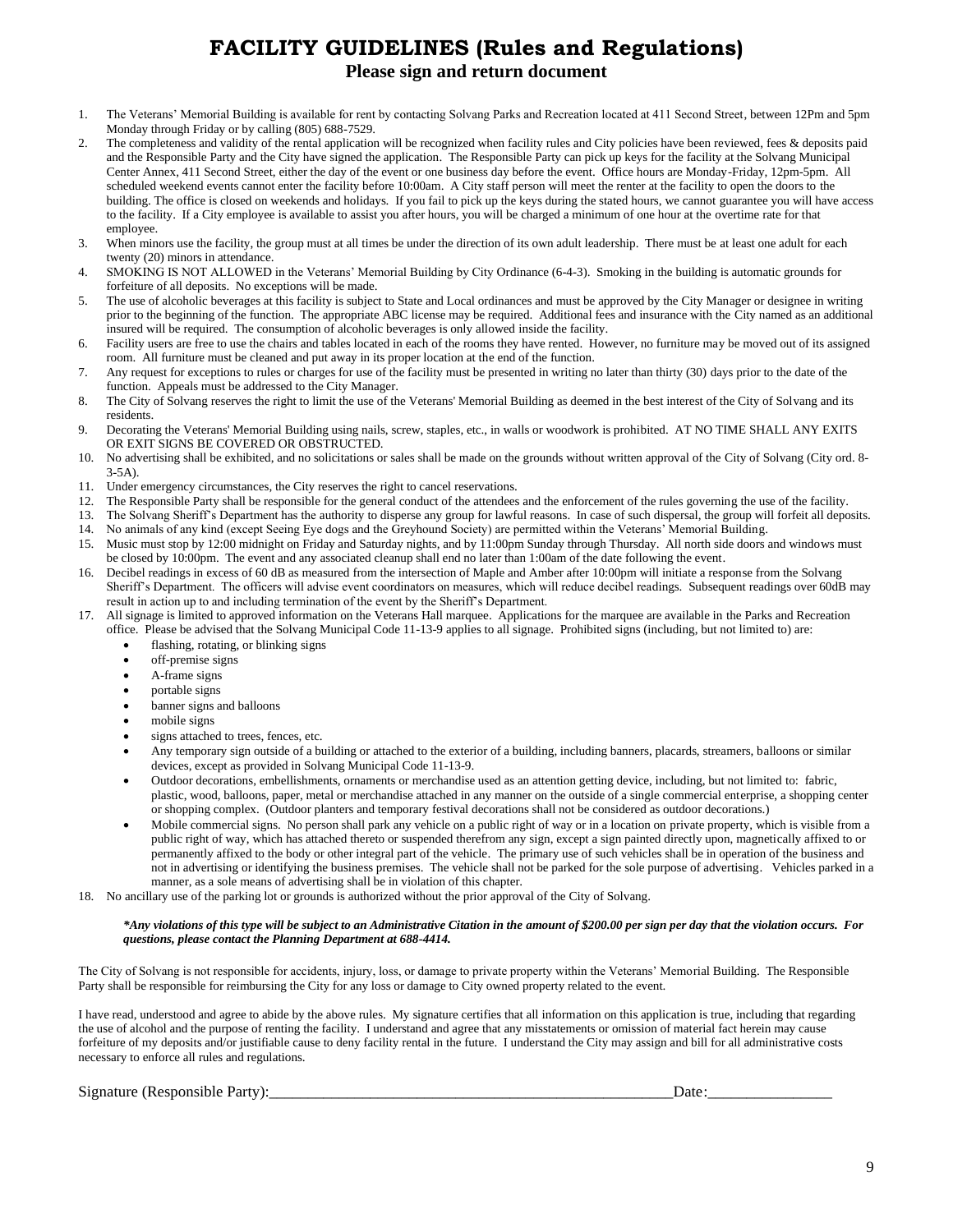# FACILITY GUIDELINES (Rules and Regulations)

## Please sign and return document

1. The Veterans' Memorial Building is available for rent by contacting Solvang Parks and Recreation located at 411 Second Street, between 12Pm and 5pm Monday through Friday or by calling (805) 688-7529.
2. The completeness and validity of the rental application will be recognized when facility rules and City policies have been reviewed, fees & deposits paid and the Responsible Party and the City have signed the application. The Responsible Party can pick up keys for the facility at the Solvang Municipal Center Annex, 411 Second Street, either the day of the event or one business day before the event. Office hours are Monday-Friday, 12pm-5pm. All scheduled weekend events cannot enter the facility before 10:00am. A City staff person will meet the renter at the facility to open the doors to the building. The office is closed on weekends and holidays. If you fail to pick up the keys during the stated hours, we cannot guarantee you will have access to the facility. If a City employee is available to assist you after hours, you will be charged a minimum of one hour at the overtime rate for that employee.
3. When minors use the facility, the group must at all times be under the direction of its own adult leadership. There must be at least one adult for each twenty (20) minors in attendance.
4. SMOKING IS NOT ALLOWED in the Veterans' Memorial Building by City Ordinance (6-4-3). Smoking in the building is automatic grounds for forfeiture of all deposits. No exceptions will be made.
5. The use of alcoholic beverages at this facility is subject to State and Local ordinances and must be approved by the City Manager or designee in writing prior to the beginning of the function. The appropriate ABC license may be required. Additional fees and insurance with the City named as an additional insured will be required. The consumption of alcoholic beverages is only allowed inside the facility.
6. Facility users are free to use the chairs and tables located in each of the rooms they have rented. However, no furniture may be moved out of its assigned room. All furniture must be cleaned and put away in its proper location at the end of the function.
7. Any request for exceptions to rules or charges for use of the facility must be presented in writing no later than thirty (30) days prior to the date of the function. Appeals must be addressed to the City Manager.
8. The City of Solvang reserves the right to limit the use of the Veterans' Memorial Building as deemed in the best interest of the City of Solvang and its residents.
9. Decorating the Veterans' Memorial Building using nails, screw, staples, etc., in walls or woodwork is prohibited. AT NO TIME SHALL ANY EXITS OR EXIT SIGNS BE COVERED OR OBSTRUCTED.
10. No advertising shall be exhibited, and no solicitations or sales shall be made on the grounds without written approval of the City of Solvang (City ord. 8-3-5A).
11. Under emergency circumstances, the City reserves the right to cancel reservations.
12. The Responsible Party shall be responsible for the general conduct of the attendees and the enforcement of the rules governing the use of the facility.
13. The Solvang Sheriff's Department has the authority to disperse any group for lawful reasons. In case of such dispersal, the group will forfeit all deposits.
14. No animals of any kind (except Seeing Eye dogs and the Greyhound Society) are permitted within the Veterans' Memorial Building.
15. Music must stop by 12:00 midnight on Friday and Saturday nights, and by 11:00pm Sunday through Thursday. All north side doors and windows must be closed by 10:00pm. The event and any associated cleanup shall end no later than 1:00am of the date following the event.
16. Decibel readings in excess of 60 dB as measured from the intersection of Maple and Amber after 10:00pm will initiate a response from the Solvang Sheriff's Department. The officers will advise event coordinators on measures, which will reduce decibel readings. Subsequent readings over 60dB may result in action up to and including termination of the event by the Sheriff's Department.
17. All signage is limited to approved information on the Veterans Hall marquee. Applications for the marquee are available in the Parks and Recreation office. Please be advised that the Solvang Municipal Code 11-13-9 applies to all signage. Prohibited signs (including, but not limited to) are:
    - flashing, rotating, or blinking signs
    - off-premise signs
    - A-frame signs
    - portable signs
    - banner signs and balloons
    - mobile signs
    - signs attached to trees, fences, etc.
    - Any temporary sign outside of a building or attached to the exterior of a building, including banners, placards, streamers, balloons or similar devices, except as provided in Solvang Municipal Code 11-13-9.
    - Outdoor decorations, embellishments, ornaments or merchandise used as an attention getting device, including, but not limited to: fabric, plastic, wood, balloons, paper, metal or merchandise attached in any manner on the outside of a single commercial enterprise, a shopping center or shopping complex. (Outdoor planters and temporary festival decorations shall not be considered as outdoor decorations.)
    - Mobile commercial signs. No person shall park any vehicle on a public right of way or in a location on private property, which is visible from a public right of way, which has attached thereto or suspended therefrom any sign, except a sign painted directly upon, magnetically affixed to or permanently affixed to the body or other integral part of the vehicle. The primary use of such vehicles shall be in operation of the business and not in advertising or identifying the business premises. The vehicle shall not be parked for the sole purpose of advertising. Vehicles parked in a manner, as a sole means of advertising shall be in violation of this chapter.
18. No ancillary use of the parking lot or grounds is authorized without the prior approval of the City of Solvang.

***Any violations of this type will be subject to an Administrative Citation in the amount of $200.00 per sign per day that the violation occurs. For questions, please contact the Planning Department at 688-4414.***

The City of Solvang is not responsible for accidents, injury, loss, or damage to private property within the Veterans' Memorial Building. The Responsible Party shall be responsible for reimbursing the City for any loss or damage to City owned property related to the event.

I have read, understood and agree to abide by the above rules. My signature certifies that all information on this application is true, including that regarding the use of alcohol and the purpose of renting the facility. I understand and agree that any misstatements or omission of material fact herein may cause forfeiture of my deposits and/or justifiable cause to deny facility rental in the future. I understand the City may assign and bill for all administrative costs necessary to enforce all rules and regulations.

Signature (Responsible Party):_______________________________________________________Date:________________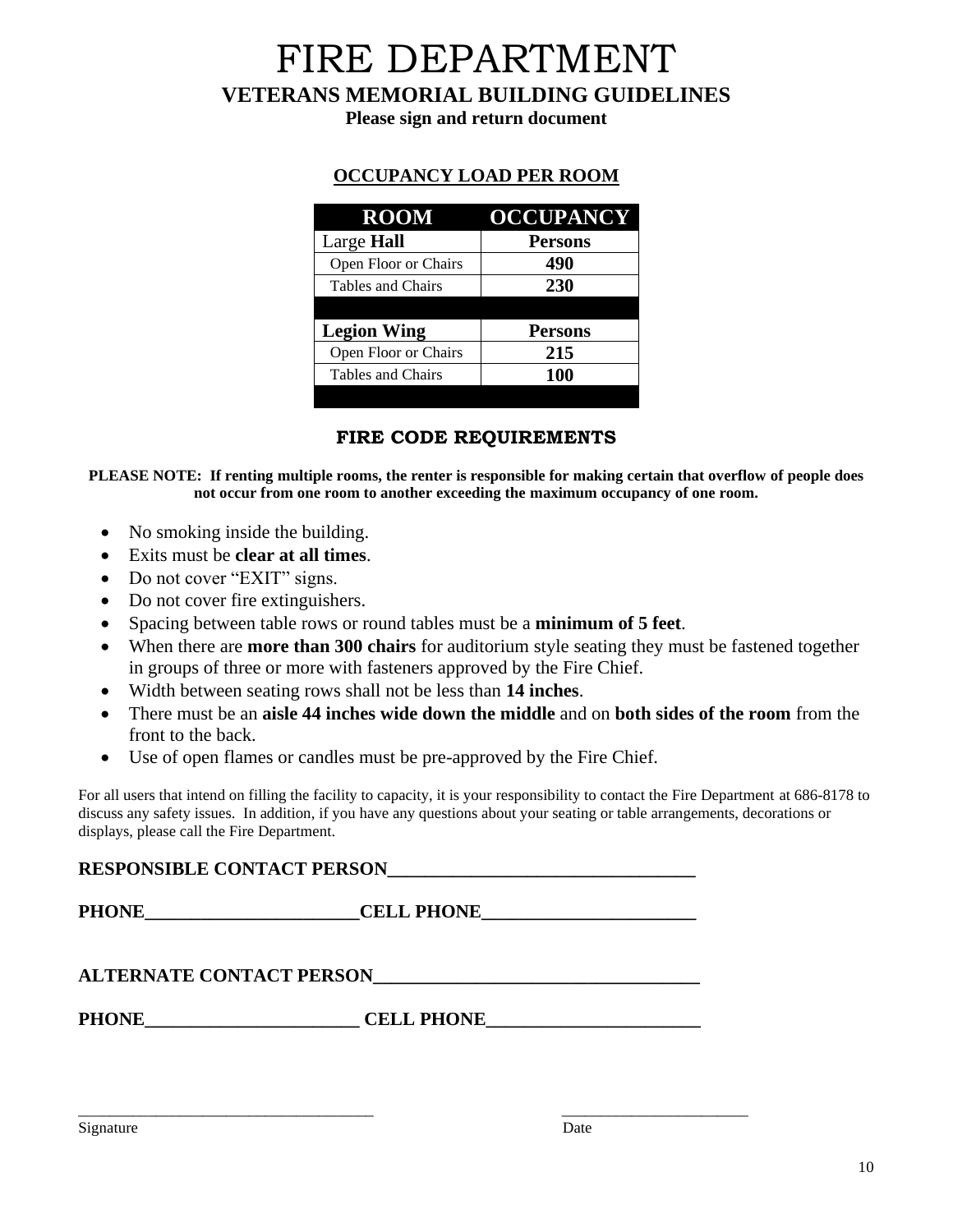# FIRE DEPARTMENT

## VETERANS MEMORIAL BUILDING GUIDELINES

**Please sign and return document**

**OCCUPANCY LOAD PER ROOM**

| ROOM | OCCUPANCY |
|---|---|
| Large **Hall** | **Persons** |
| Open Floor or Chairs | **490** |
| Tables and Chairs | **230** |
| | |
| **Legion Wing** | **Persons** |
| Open Floor or Chairs | **215** |
| Tables and Chairs | **100** |

### FIRE CODE REQUIREMENTS

**PLEASE NOTE: If renting multiple rooms, the renter is responsible for making certain that overflow of people does not occur from one room to another exceeding the maximum occupancy of one room.**

- No smoking inside the building.
- Exits must be **clear at all times**.
- Do not cover "EXIT" signs.
- Do not cover fire extinguishers.
- Spacing between table rows or round tables must be a **minimum of 5 feet**.
- When there are **more than 300 chairs** for auditorium style seating they must be fastened together in groups of three or more with fasteners approved by the Fire Chief.
- Width between seating rows shall not be less than **14 inches**.
- There must be an **aisle 44 inches wide down the middle** and on **both sides of the room** from the front to the back.
- Use of open flames or candles must be pre-approved by the Fire Chief.

For all users that intend on filling the facility to capacity, it is your responsibility to contact the Fire Department at 686-8178 to discuss any safety issues. In addition, if you have any questions about your seating or table arrangements, decorations or displays, please call the Fire Department.

**RESPONSIBLE CONTACT PERSON**_________________________________

**PHONE**_______________________**CELL PHONE**_______________________

**ALTERNATE CONTACT PERSON**__________________________________

**PHONE**_______________________ **CELL PHONE**_______________________

_____________________________________ ________________________

Signature Date